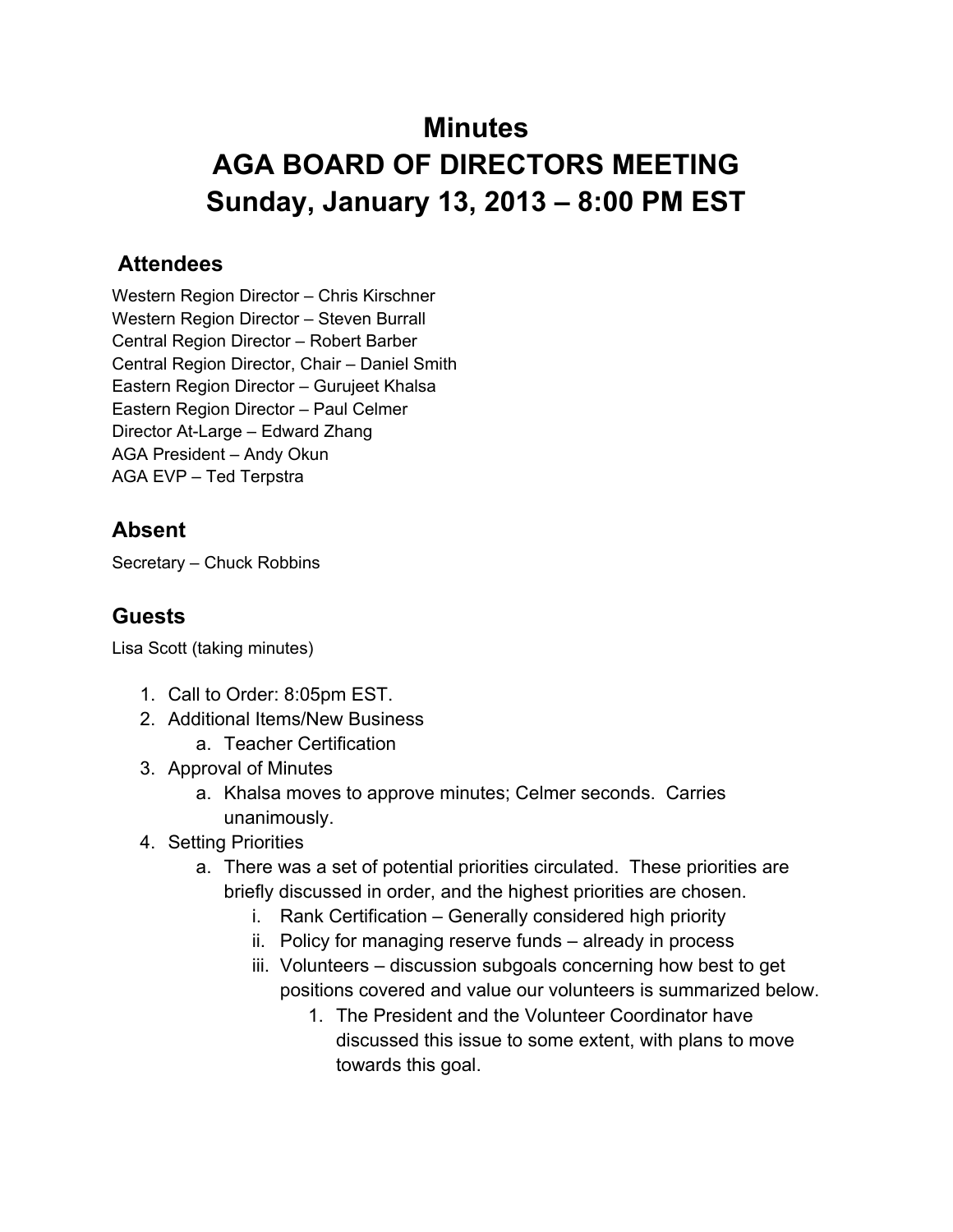# Minutes
# AGA BOARD OF DIRECTORS MEETING
# Sunday, January 13, 2013 – 8:00 PM EST

## Attendees

Western Region Director – Chris Kirschner
Western Region Director – Steven Burrall
Central Region Director – Robert Barber
Central Region Director, Chair – Daniel Smith
Eastern Region Director – Gurujeet Khalsa
Eastern Region Director – Paul Celmer
Director At-Large – Edward Zhang
AGA President – Andy Okun
AGA EVP – Ted Terpstra

## Absent

Secretary – Chuck Robbins

## Guests

Lisa Scott (taking minutes)

1. Call to Order: 8:05pm EST.
2. Additional Items/New Business
    a. Teacher Certification
3. Approval of Minutes
    a. Khalsa moves to approve minutes; Celmer seconds. Carries unanimously.
4. Setting Priorities
    a. There was a set of potential priorities circulated. These priorities are briefly discussed in order, and the highest priorities are chosen.
        i. Rank Certification – Generally considered high priority
        ii. Policy for managing reserve funds – already in process
        iii. Volunteers – discussion subgoals concerning how best to get positions covered and value our volunteers is summarized below.
            1. The President and the Volunteer Coordinator have discussed this issue to some extent, with plans to move towards this goal.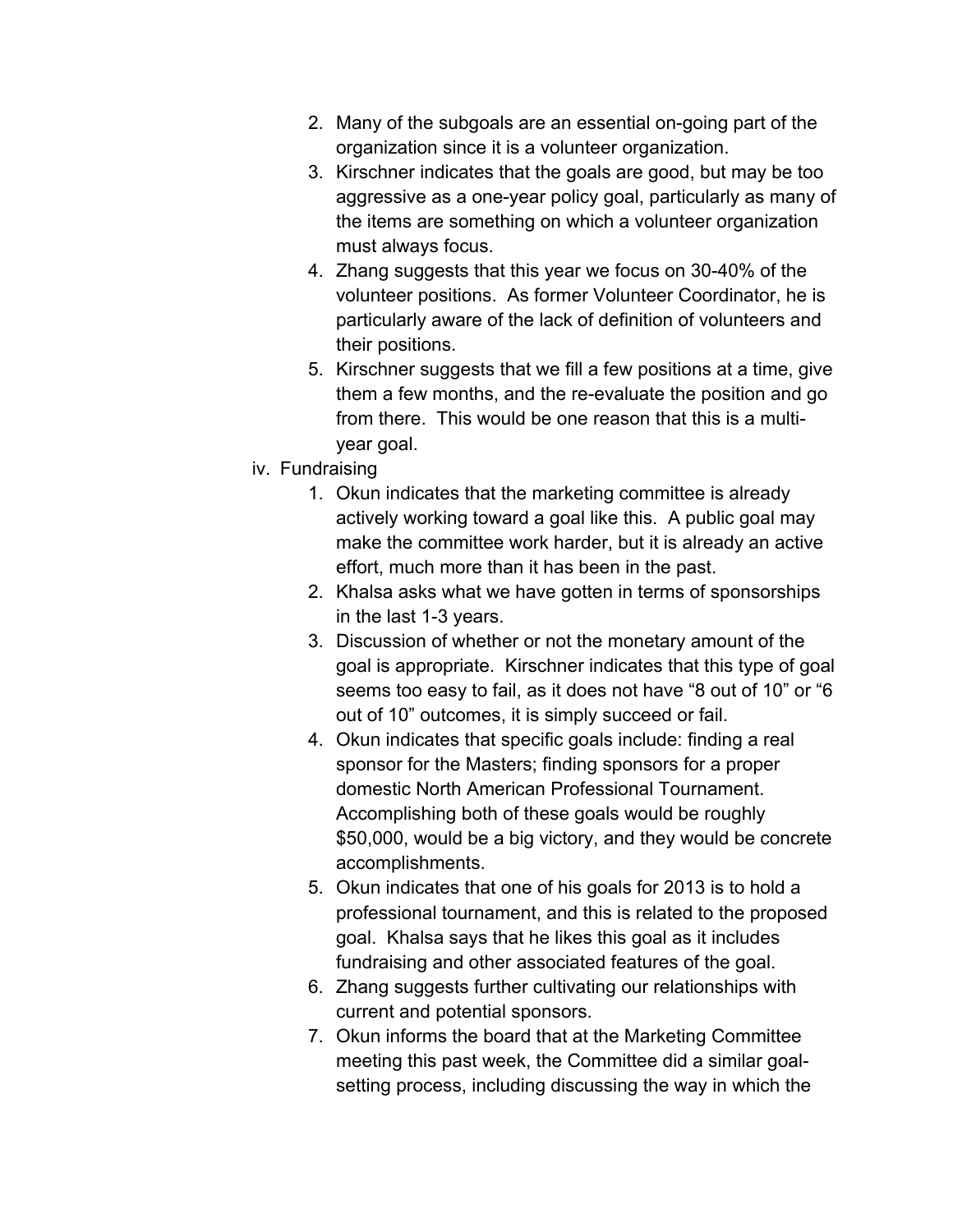2. Many of the subgoals are an essential on-going part of the organization since it is a volunteer organization.
3. Kirschner indicates that the goals are good, but may be too aggressive as a one-year policy goal, particularly as many of the items are something on which a volunteer organization must always focus.
4. Zhang suggests that this year we focus on 30-40% of the volunteer positions. As former Volunteer Coordinator, he is particularly aware of the lack of definition of volunteers and their positions.
5. Kirschner suggests that we fill a few positions at a time, give them a few months, and the re-evaluate the position and go from there. This would be one reason that this is a multi-year goal.

iv. Fundraising

1. Okun indicates that the marketing committee is already actively working toward a goal like this. A public goal may make the committee work harder, but it is already an active effort, much more than it has been in the past.
2. Khalsa asks what we have gotten in terms of sponsorships in the last 1-3 years.
3. Discussion of whether or not the monetary amount of the goal is appropriate. Kirschner indicates that this type of goal seems too easy to fail, as it does not have "8 out of 10" or "6 out of 10" outcomes, it is simply succeed or fail.
4. Okun indicates that specific goals include: finding a real sponsor for the Masters; finding sponsors for a proper domestic North American Professional Tournament. Accomplishing both of these goals would be roughly $50,000, would be a big victory, and they would be concrete accomplishments.
5. Okun indicates that one of his goals for 2013 is to hold a professional tournament, and this is related to the proposed goal. Khalsa says that he likes this goal as it includes fundraising and other associated features of the goal.
6. Zhang suggests further cultivating our relationships with current and potential sponsors.
7. Okun informs the board that at the Marketing Committee meeting this past week, the Committee did a similar goal-setting process, including discussing the way in which the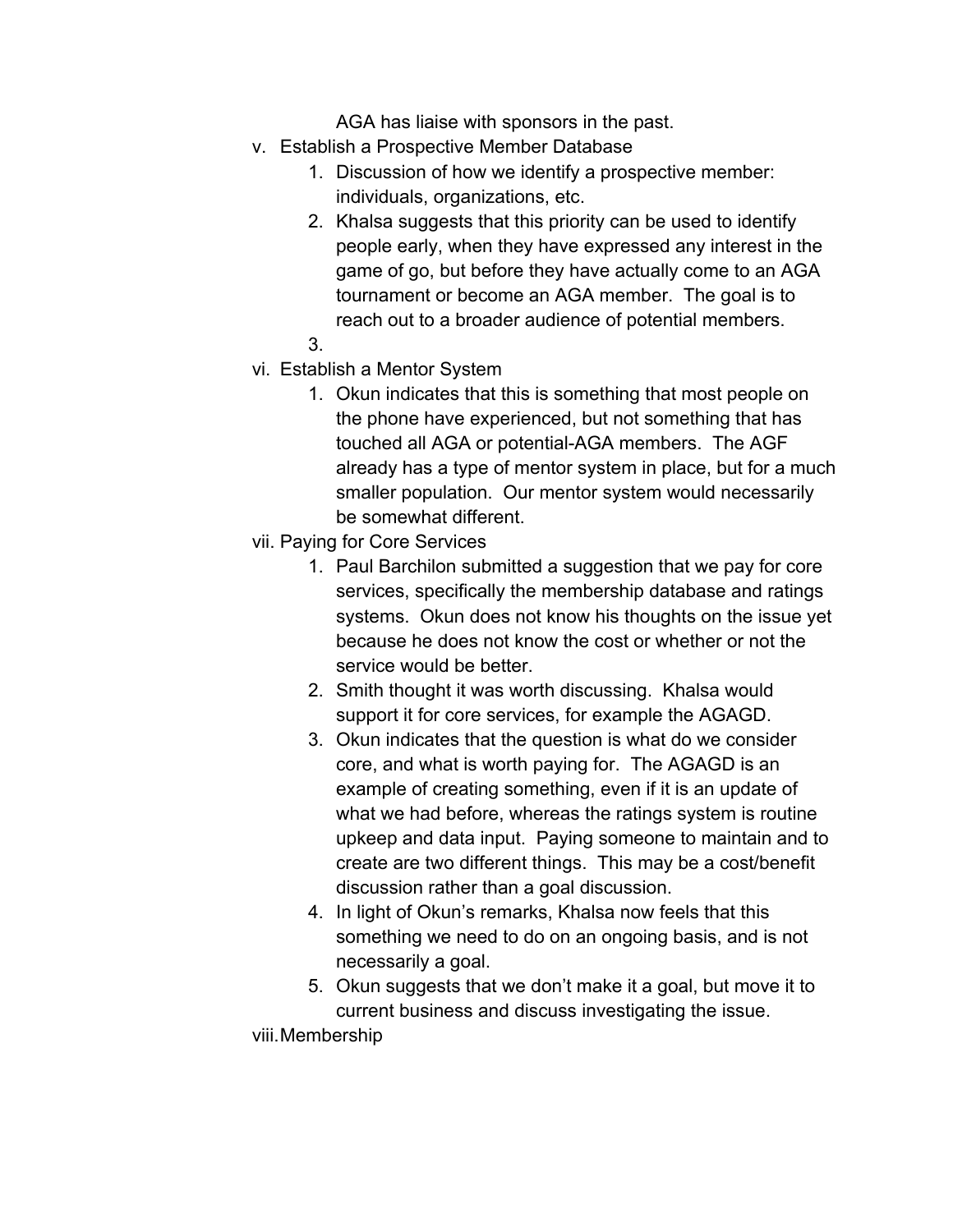AGA has liaise with sponsors in the past.

v. Establish a Prospective Member Database
   1. Discussion of how we identify a prospective member: individuals, organizations, etc.
   2. Khalsa suggests that this priority can be used to identify people early, when they have expressed any interest in the game of go, but before they have actually come to an AGA tournament or become an AGA member. The goal is to reach out to a broader audience of potential members.
   3.

vi. Establish a Mentor System
   1. Okun indicates that this is something that most people on the phone have experienced, but not something that has touched all AGA or potential-AGA members. The AGF already has a type of mentor system in place, but for a much smaller population. Our mentor system would necessarily be somewhat different.

vii. Paying for Core Services
   1. Paul Barchilon submitted a suggestion that we pay for core services, specifically the membership database and ratings systems. Okun does not know his thoughts on the issue yet because he does not know the cost or whether or not the service would be better.
   2. Smith thought it was worth discussing. Khalsa would support it for core services, for example the AGAGD.
   3. Okun indicates that the question is what do we consider core, and what is worth paying for. The AGAGD is an example of creating something, even if it is an update of what we had before, whereas the ratings system is routine upkeep and data input. Paying someone to maintain and to create are two different things. This may be a cost/benefit discussion rather than a goal discussion.
   4. In light of Okun's remarks, Khalsa now feels that this something we need to do on an ongoing basis, and is not necessarily a goal.
   5. Okun suggests that we don't make it a goal, but move it to current business and discuss investigating the issue.

viii. Membership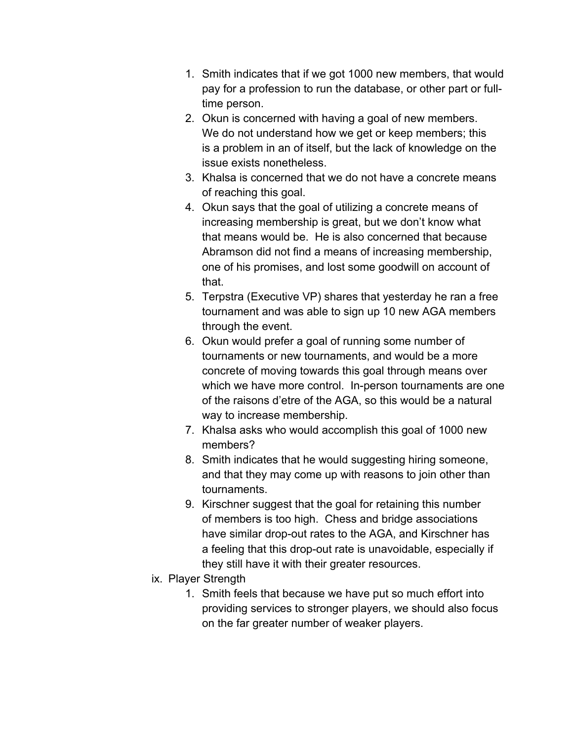1. Smith indicates that if we got 1000 new members, that would pay for a profession to run the database, or other part or full-time person.
2. Okun is concerned with having a goal of new members. We do not understand how we get or keep members; this is a problem in an of itself, but the lack of knowledge on the issue exists nonetheless.
3. Khalsa is concerned that we do not have a concrete means of reaching this goal.
4. Okun says that the goal of utilizing a concrete means of increasing membership is great, but we don't know what that means would be. He is also concerned that because Abramson did not find a means of increasing membership, one of his promises, and lost some goodwill on account of that.
5. Terpstra (Executive VP) shares that yesterday he ran a free tournament and was able to sign up 10 new AGA members through the event.
6. Okun would prefer a goal of running some number of tournaments or new tournaments, and would be a more concrete of moving towards this goal through means over which we have more control. In-person tournaments are one of the raisons d'etre of the AGA, so this would be a natural way to increase membership.
7. Khalsa asks who would accomplish this goal of 1000 new members?
8. Smith indicates that he would suggesting hiring someone, and that they may come up with reasons to join other than tournaments.
9. Kirschner suggest that the goal for retaining this number of members is too high. Chess and bridge associations have similar drop-out rates to the AGA, and Kirschner has a feeling that this drop-out rate is unavoidable, especially if they still have it with their greater resources.

ix. Player Strength

1. Smith feels that because we have put so much effort into providing services to stronger players, we should also focus on the far greater number of weaker players.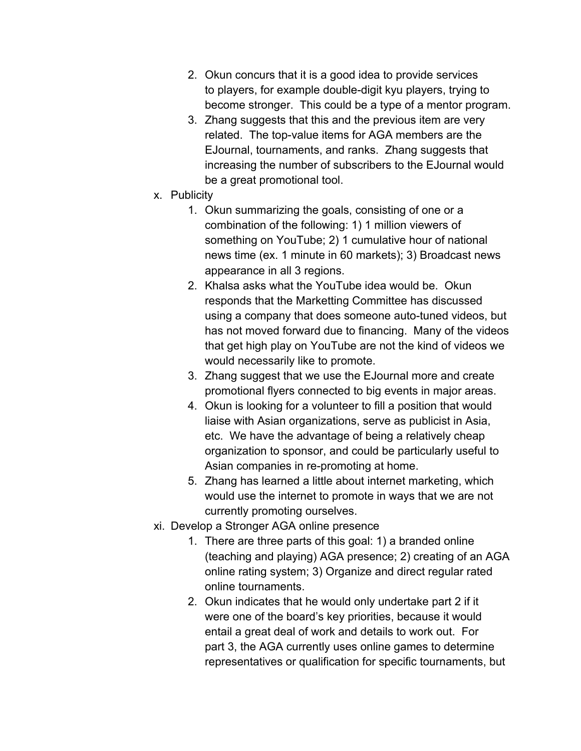2. Okun concurs that it is a good idea to provide services to players, for example double-digit kyu players, trying to become stronger. This could be a type of a mentor program.
3. Zhang suggests that this and the previous item are very related. The top-value items for AGA members are the EJournal, tournaments, and ranks. Zhang suggests that increasing the number of subscribers to the EJournal would be a great promotional tool.

x. Publicity
   1. Okun summarizing the goals, consisting of one or a combination of the following: 1) 1 million viewers of something on YouTube; 2) 1 cumulative hour of national news time (ex. 1 minute in 60 markets); 3) Broadcast news appearance in all 3 regions.
   2. Khalsa asks what the YouTube idea would be. Okun responds that the Marketting Committee has discussed using a company that does someone auto-tuned videos, but has not moved forward due to financing. Many of the videos that get high play on YouTube are not the kind of videos we would necessarily like to promote.
   3. Zhang suggest that we use the EJournal more and create promotional flyers connected to big events in major areas.
   4. Okun is looking for a volunteer to fill a position that would liaise with Asian organizations, serve as publicist in Asia, etc. We have the advantage of being a relatively cheap organization to sponsor, and could be particularly useful to Asian companies in re-promoting at home.
   5. Zhang has learned a little about internet marketing, which would use the internet to promote in ways that we are not currently promoting ourselves.

xi. Develop a Stronger AGA online presence
   1. There are three parts of this goal: 1) a branded online (teaching and playing) AGA presence; 2) creating of an AGA online rating system; 3) Organize and direct regular rated online tournaments.
   2. Okun indicates that he would only undertake part 2 if it were one of the board's key priorities, because it would entail a great deal of work and details to work out. For part 3, the AGA currently uses online games to determine representatives or qualification for specific tournaments, but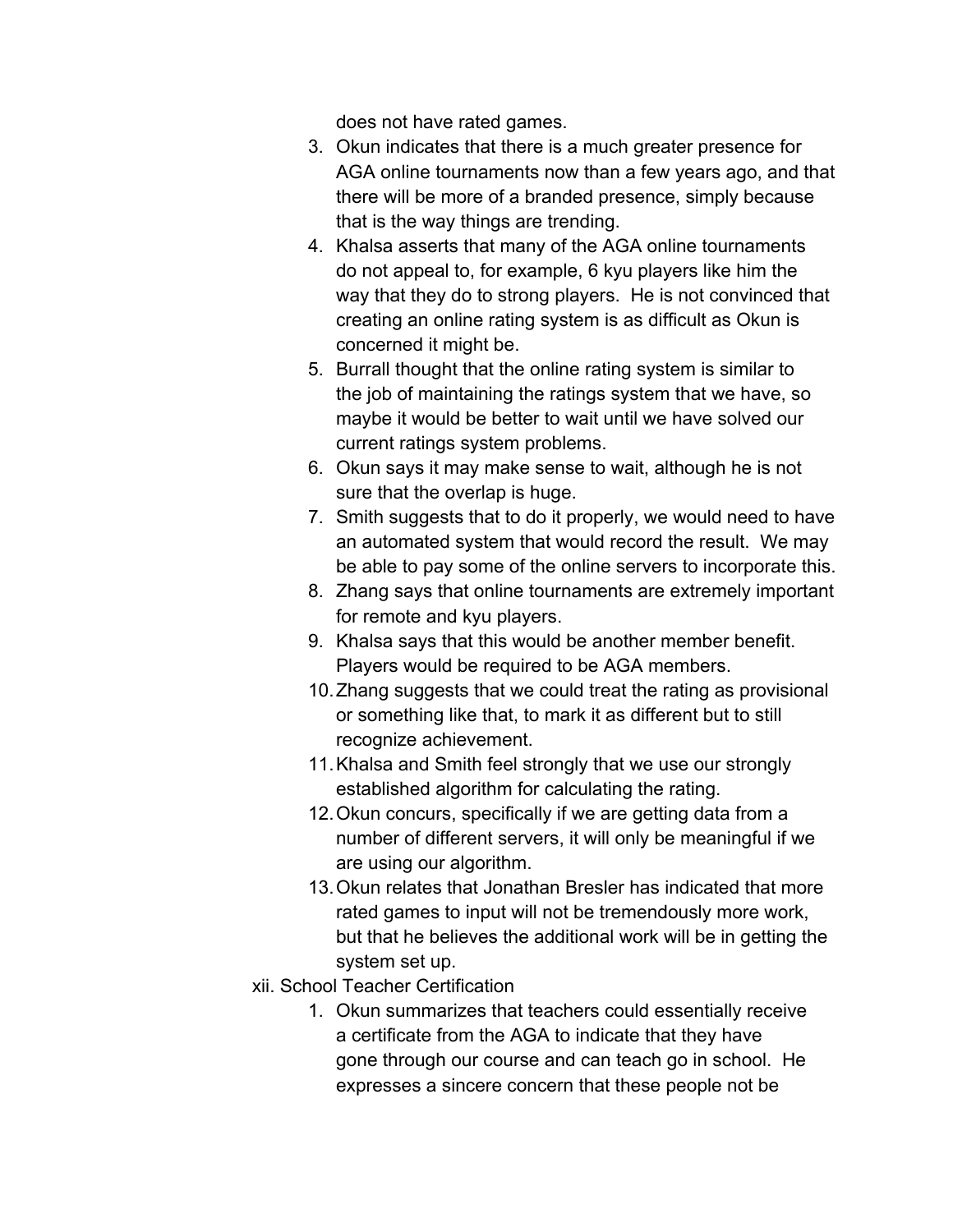does not have rated games.

3. Okun indicates that there is a much greater presence for AGA online tournaments now than a few years ago, and that there will be more of a branded presence, simply because that is the way things are trending.
4. Khalsa asserts that many of the AGA online tournaments do not appeal to, for example, 6 kyu players like him the way that they do to strong players. He is not convinced that creating an online rating system is as difficult as Okun is concerned it might be.
5. Burrall thought that the online rating system is similar to the job of maintaining the ratings system that we have, so maybe it would be better to wait until we have solved our current ratings system problems.
6. Okun says it may make sense to wait, although he is not sure that the overlap is huge.
7. Smith suggests that to do it properly, we would need to have an automated system that would record the result. We may be able to pay some of the online servers to incorporate this.
8. Zhang says that online tournaments are extremely important for remote and kyu players.
9. Khalsa says that this would be another member benefit. Players would be required to be AGA members.
10. Zhang suggests that we could treat the rating as provisional or something like that, to mark it as different but to still recognize achievement.
11. Khalsa and Smith feel strongly that we use our strongly established algorithm for calculating the rating.
12. Okun concurs, specifically if we are getting data from a number of different servers, it will only be meaningful if we are using our algorithm.
13. Okun relates that Jonathan Bresler has indicated that more rated games to input will not be tremendously more work, but that he believes the additional work will be in getting the system set up.

xii. School Teacher Certification

1. Okun summarizes that teachers could essentially receive a certificate from the AGA to indicate that they have gone through our course and can teach go in school. He expresses a sincere concern that these people not be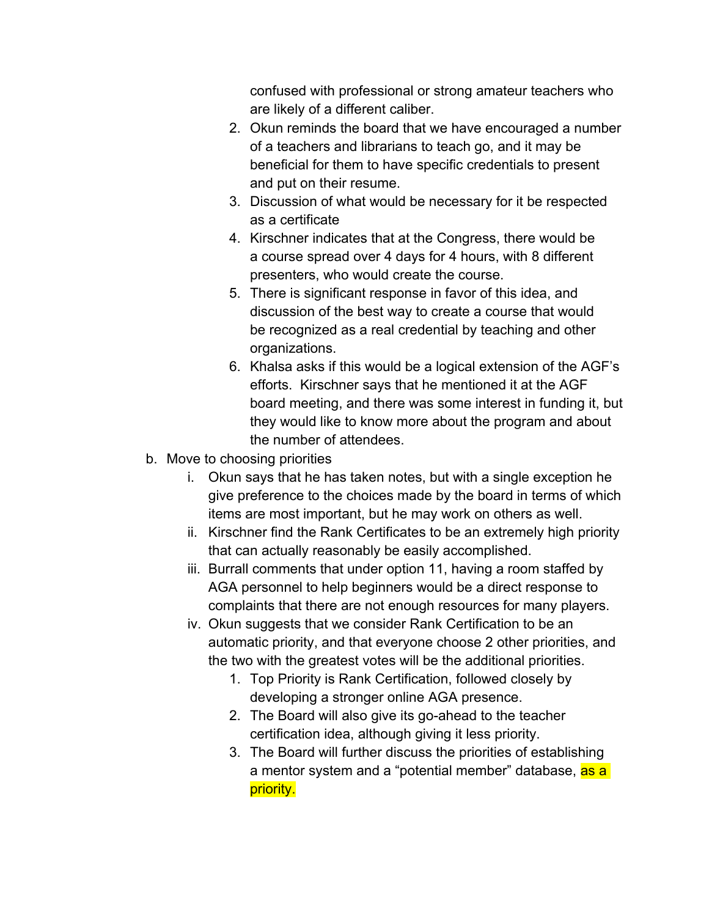confused with professional or strong amateur teachers who are likely of a different caliber.

2. Okun reminds the board that we have encouraged a number of a teachers and librarians to teach go, and it may be beneficial for them to have specific credentials to present and put on their resume.
3. Discussion of what would be necessary for it be respected as a certificate
4. Kirschner indicates that at the Congress, there would be a course spread over 4 days for 4 hours, with 8 different presenters, who would create the course.
5. There is significant response in favor of this idea, and discussion of the best way to create a course that would be recognized as a real credential by teaching and other organizations.
6. Khalsa asks if this would be a logical extension of the AGF's efforts. Kirschner says that he mentioned it at the AGF board meeting, and there was some interest in funding it, but they would like to know more about the program and about the number of attendees.

b. Move to choosing priorities
   i. Okun says that he has taken notes, but with a single exception he give preference to the choices made by the board in terms of which items are most important, but he may work on others as well.
   ii. Kirschner find the Rank Certificates to be an extremely high priority that can actually reasonably be easily accomplished.
   iii. Burrall comments that under option 11, having a room staffed by AGA personnel to help beginners would be a direct response to complaints that there are not enough resources for many players.
   iv. Okun suggests that we consider Rank Certification to be an automatic priority, and that everyone choose 2 other priorities, and the two with the greatest votes will be the additional priorities.
      1. Top Priority is Rank Certification, followed closely by developing a stronger online AGA presence.
      2. The Board will also give its go-ahead to the teacher certification idea, although giving it less priority.
      3. The Board will further discuss the priorities of establishing a mentor system and a "potential member" database, as a priority.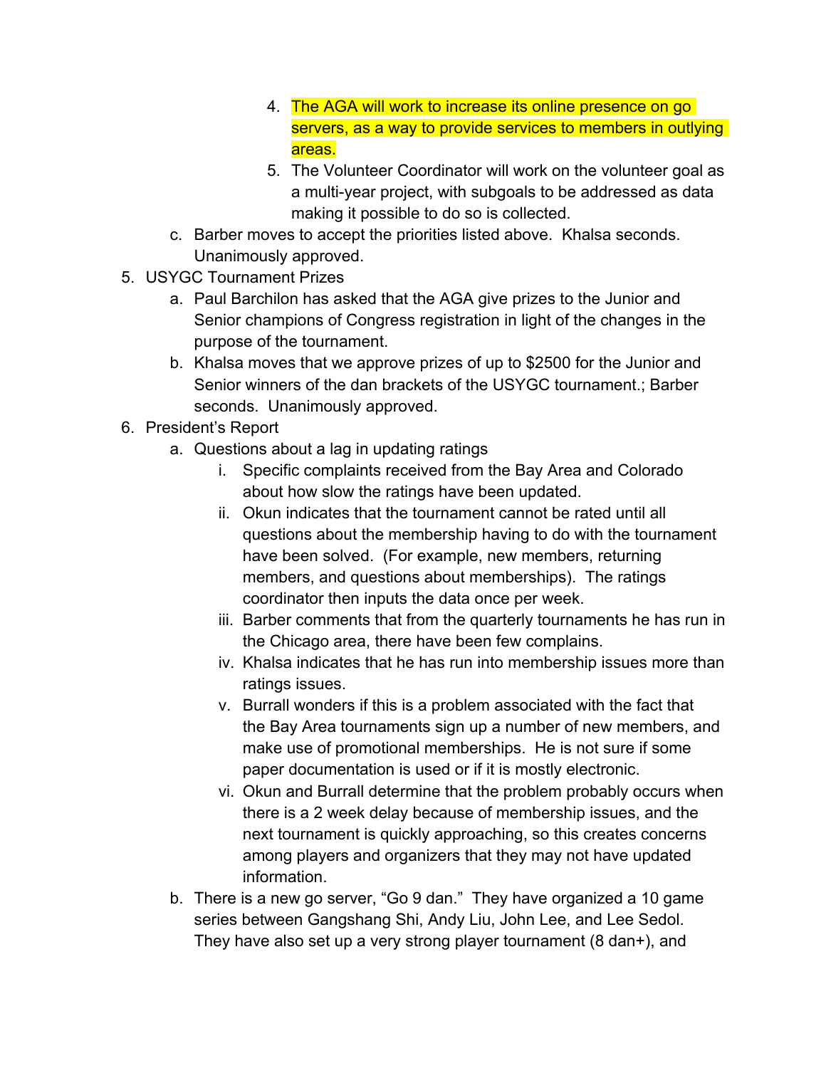4. The AGA will work to increase its online presence on go servers, as a way to provide services to members in outlying areas.
   5. The Volunteer Coordinator will work on the volunteer goal as a multi-year project, with subgoals to be addressed as data making it possible to do so is collected.

   c. Barber moves to accept the priorities listed above. Khalsa seconds. Unanimously approved.

5. USYGC Tournament Prizes
   a. Paul Barchilon has asked that the AGA give prizes to the Junior and Senior champions of Congress registration in light of the changes in the purpose of the tournament.
   b. Khalsa moves that we approve prizes of up to $2500 for the Junior and Senior winners of the dan brackets of the USYGC tournament.; Barber seconds. Unanimously approved.

6. President's Report
   a. Questions about a lag in updating ratings
      i. Specific complaints received from the Bay Area and Colorado about how slow the ratings have been updated.
      ii. Okun indicates that the tournament cannot be rated until all questions about the membership having to do with the tournament have been solved. (For example, new members, returning members, and questions about memberships). The ratings coordinator then inputs the data once per week.
      iii. Barber comments that from the quarterly tournaments he has run in the Chicago area, there have been few complains.
      iv. Khalsa indicates that he has run into membership issues more than ratings issues.
      v. Burrall wonders if this is a problem associated with the fact that the Bay Area tournaments sign up a number of new members, and make use of promotional memberships. He is not sure if some paper documentation is used or if it is mostly electronic.
      vi. Okun and Burrall determine that the problem probably occurs when there is a 2 week delay because of membership issues, and the next tournament is quickly approaching, so this creates concerns among players and organizers that they may not have updated information.
   b. There is a new go server, "Go 9 dan." They have organized a 10 game series between Gangshang Shi, Andy Liu, John Lee, and Lee Sedol. They have also set up a very strong player tournament (8 dan+), and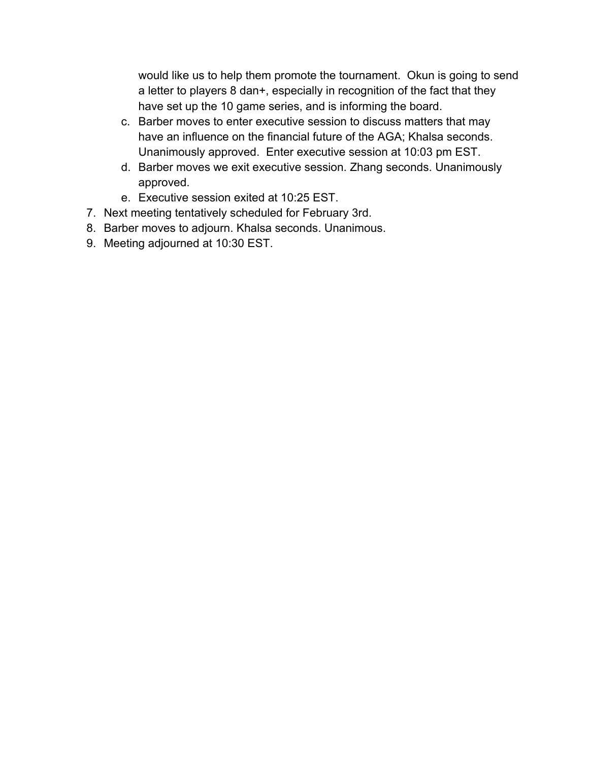would like us to help them promote the tournament. Okun is going to send a letter to players 8 dan+, especially in recognition of the fact that they have set up the 10 game series, and is informing the board.

c. Barber moves to enter executive session to discuss matters that may have an influence on the financial future of the AGA; Khalsa seconds. Unanimously approved. Enter executive session at 10:03 pm EST.
d. Barber moves we exit executive session. Zhang seconds. Unanimously approved.
e. Executive session exited at 10:25 EST.

7. Next meeting tentatively scheduled for February 3rd.
8. Barber moves to adjourn. Khalsa seconds. Unanimous.
9. Meeting adjourned at 10:30 EST.